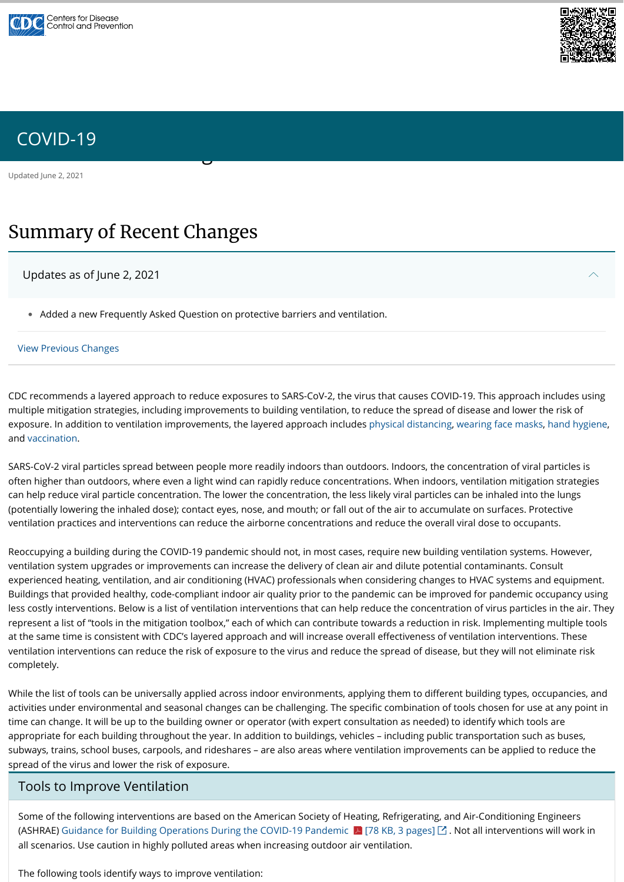# COVID-19

Updated June 2, 2021

## Summary of Recent Changes

### Updates as of June 2, 2021

- Added a new Frequently Asked Question on protective barriers and ventilation.

View Previous Changes

CDC recommends a layered approach to reduce exposures to SARS-CoV-2, the virus that causes COVID-19. This approach includes using multiple mitigation strategies, including improvements to building ventilation, to reduce the spread of disease and lower the risk of exposure. In addition to ventilation improvements, the layered approach includes physical distancing, wearing face masks, hand hygiene, and vaccination.

SARS-CoV-2 viral particles spread between people more readily indoors than outdoors. Indoors, the concentration of viral particles is often higher than outdoors, where even a light wind can rapidly reduce concentrations. When indoors, ventilation mitigation strategies can help reduce viral particle concentration. The lower the concentration, the less likely viral particles can be inhaled into the lungs (potentially lowering the inhaled dose); contact eyes, nose, and mouth; or fall out of the air to accumulate on surfaces. Protective ventilation practices and interventions can reduce the airborne concentrations and reduce the overall viral dose to occupants.

Reoccupying a building during the COVID-19 pandemic should not, in most cases, require new building ventilation systems. However, ventilation system upgrades or improvements can increase the delivery of clean air and dilute potential contaminants. Consult experienced heating, ventilation, and air conditioning (HVAC) professionals when considering changes to HVAC systems and equipment. Buildings that provided healthy, code-compliant indoor air quality prior to the pandemic can be improved for pandemic occupancy using less costly interventions. Below is a list of ventilation interventions that can help reduce the concentration of virus particles in the air. They represent a list of "tools in the mitigation toolbox," each of which can contribute towards a reduction in risk. Implementing multiple tools at the same time is consistent with CDC's layered approach and will increase overall effectiveness of ventilation interventions. These ventilation interventions can reduce the risk of exposure to the virus and reduce the spread of disease, but they will not eliminate risk completely.

While the list of tools can be universally applied across indoor environments, applying them to different building types, occupancies, and activities under environmental and seasonal changes can be challenging. The specific combination of tools chosen for use at any point in time can change. It will be up to the building owner or operator (with expert consultation as needed) to identify which tools are appropriate for each building throughout the year. In addition to buildings, vehicles – including public transportation such as buses, subways, trains, school buses, carpools, and rideshares – are also areas where ventilation improvements can be applied to reduce the spread of the virus and lower the risk of exposure.

### Tools to Improve Ventilation

Some of the following interventions are based on the American Society of Heating, Refrigerating, and Air-Conditioning Engineers (ASHRAE) Guidance for Building Operations During the COVID-19 Pandemic [78 KB, 3 pages]. Not all interventions will work in all scenarios. Use caution in highly polluted areas when increasing outdoor air ventilation.

The following tools identify ways to improve ventilation: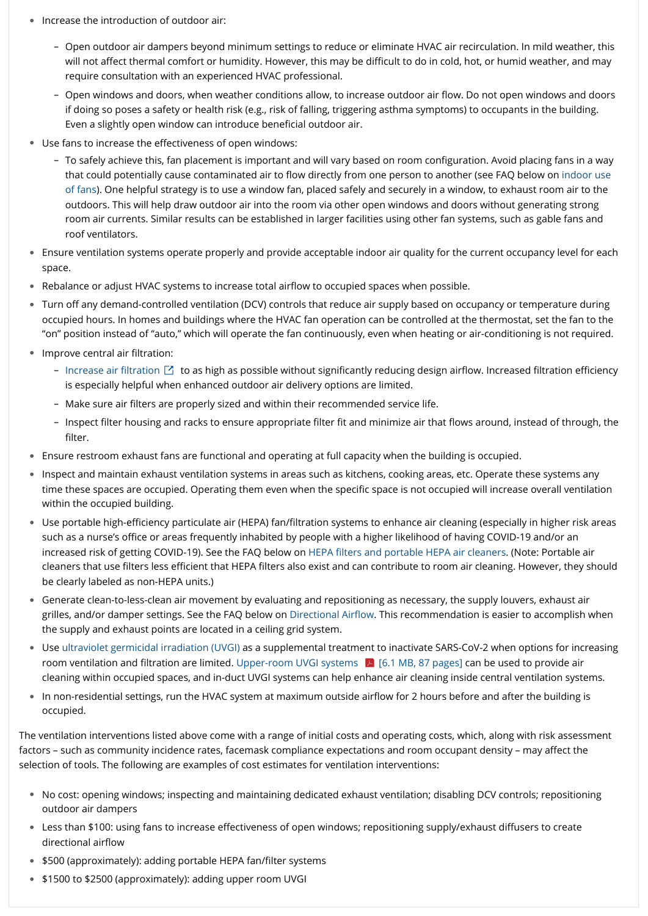- Increase the introduction of outdoor air:
  - Open outdoor air dampers beyond minimum settings to reduce or eliminate HVAC air recirculation. In mild weather, this will not affect thermal comfort or humidity. However, this may be difficult to do in cold, hot, or humid weather, and may require consultation with an experienced HVAC professional.
  - Open windows and doors, when weather conditions allow, to increase outdoor air flow. Do not open windows and doors if doing so poses a safety or health risk (e.g., risk of falling, triggering asthma symptoms) to occupants in the building. Even a slightly open window can introduce beneficial outdoor air.
- Use fans to increase the effectiveness of open windows:
  - To safely achieve this, fan placement is important and will vary based on room configuration. Avoid placing fans in a way that could potentially cause contaminated air to flow directly from one person to another (see FAQ below on indoor use of fans). One helpful strategy is to use a window fan, placed safely and securely in a window, to exhaust room air to the outdoors. This will help draw outdoor air into the room via other open windows and doors without generating strong room air currents. Similar results can be established in larger facilities using other fan systems, such as gable fans and roof ventilators.
- Ensure ventilation systems operate properly and provide acceptable indoor air quality for the current occupancy level for each space.
- Rebalance or adjust HVAC systems to increase total airflow to occupied spaces when possible.
- Turn off any demand-controlled ventilation (DCV) controls that reduce air supply based on occupancy or temperature during occupied hours. In homes and buildings where the HVAC fan operation can be controlled at the thermostat, set the fan to the "on" position instead of "auto," which will operate the fan continuously, even when heating or air-conditioning is not required.
- Improve central air filtration:
  - Increase air filtration to as high as possible without significantly reducing design airflow. Increased filtration efficiency is especially helpful when enhanced outdoor air delivery options are limited.
  - Make sure air filters are properly sized and within their recommended service life.
  - Inspect filter housing and racks to ensure appropriate filter fit and minimize air that flows around, instead of through, the filter.
- Ensure restroom exhaust fans are functional and operating at full capacity when the building is occupied.
- Inspect and maintain exhaust ventilation systems in areas such as kitchens, cooking areas, etc. Operate these systems any time these spaces are occupied. Operating them even when the specific space is not occupied will increase overall ventilation within the occupied building.
- Use portable high-efficiency particulate air (HEPA) fan/filtration systems to enhance air cleaning (especially in higher risk areas such as a nurse's office or areas frequently inhabited by people with a higher likelihood of having COVID-19 and/or an increased risk of getting COVID-19). See the FAQ below on HEPA filters and portable HEPA air cleaners. (Note: Portable air cleaners that use filters less efficient that HEPA filters also exist and can contribute to room air cleaning. However, they should be clearly labeled as non-HEPA units.)
- Generate clean-to-less-clean air movement by evaluating and repositioning as necessary, the supply louvers, exhaust air grilles, and/or damper settings. See the FAQ below on Directional Airflow. This recommendation is easier to accomplish when the supply and exhaust points are located in a ceiling grid system.
- Use ultraviolet germicidal irradiation (UVGI) as a supplemental treatment to inactivate SARS-CoV-2 when options for increasing room ventilation and filtration are limited. Upper-room UVGI systems [6.1 MB, 87 pages] can be used to provide air cleaning within occupied spaces, and in-duct UVGI systems can help enhance air cleaning inside central ventilation systems.
- In non-residential settings, run the HVAC system at maximum outside airflow for 2 hours before and after the building is occupied.

The ventilation interventions listed above come with a range of initial costs and operating costs, which, along with risk assessment factors – such as community incidence rates, facemask compliance expectations and room occupant density – may affect the selection of tools. The following are examples of cost estimates for ventilation interventions:

- No cost: opening windows; inspecting and maintaining dedicated exhaust ventilation; disabling DCV controls; repositioning outdoor air dampers
- Less than $100: using fans to increase effectiveness of open windows; repositioning supply/exhaust diffusers to create directional airflow
- $500 (approximately): adding portable HEPA fan/filter systems
- $1500 to $2500 (approximately): adding upper room UVGI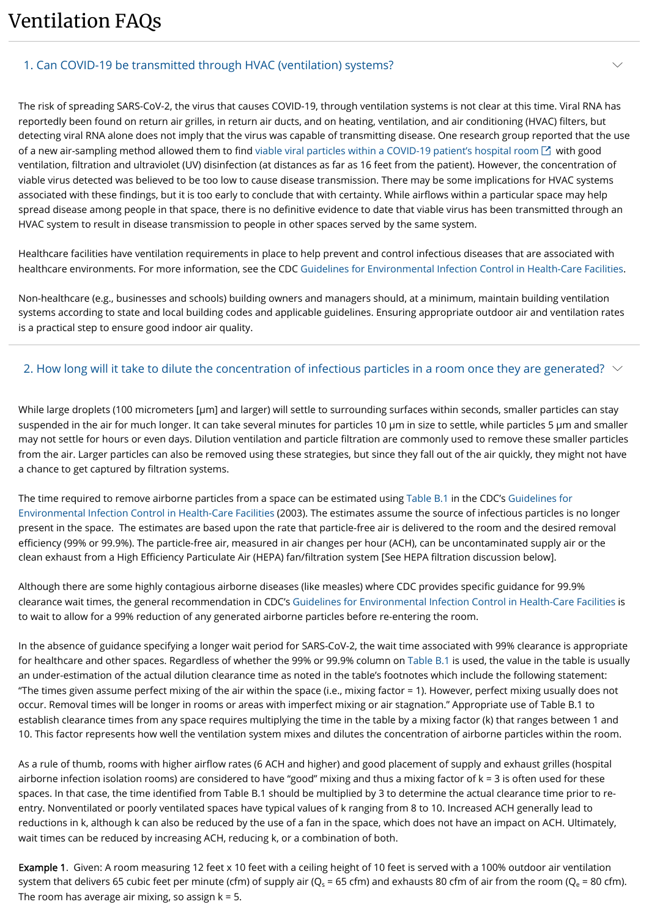# Ventilation FAQs

## 1. Can COVID-19 be transmitted through HVAC (ventilation) systems?

The risk of spreading SARS-CoV-2, the virus that causes COVID-19, through ventilation systems is not clear at this time. Viral RNA has reportedly been found on return air grilles, in return air ducts, and on heating, ventilation, and air conditioning (HVAC) filters, but detecting viral RNA alone does not imply that the virus was capable of transmitting disease. One research group reported that the use of a new air-sampling method allowed them to find viable viral particles within a COVID-19 patient's hospital room with good ventilation, filtration and ultraviolet (UV) disinfection (at distances as far as 16 feet from the patient). However, the concentration of viable virus detected was believed to be too low to cause disease transmission. There may be some implications for HVAC systems associated with these findings, but it is too early to conclude that with certainty. While airflows within a particular space may help spread disease among people in that space, there is no definitive evidence to date that viable virus has been transmitted through an HVAC system to result in disease transmission to people in other spaces served by the same system.

Healthcare facilities have ventilation requirements in place to help prevent and control infectious diseases that are associated with healthcare environments. For more information, see the CDC Guidelines for Environmental Infection Control in Health-Care Facilities.

Non-healthcare (e.g., businesses and schools) building owners and managers should, at a minimum, maintain building ventilation systems according to state and local building codes and applicable guidelines. Ensuring appropriate outdoor air and ventilation rates is a practical step to ensure good indoor air quality.

## 2. How long will it take to dilute the concentration of infectious particles in a room once they are generated?

While large droplets (100 micrometers [μm] and larger) will settle to surrounding surfaces within seconds, smaller particles can stay suspended in the air for much longer. It can take several minutes for particles 10 μm in size to settle, while particles 5 μm and smaller may not settle for hours or even days. Dilution ventilation and particle filtration are commonly used to remove these smaller particles from the air. Larger particles can also be removed using these strategies, but since they fall out of the air quickly, they might not have a chance to get captured by filtration systems.

The time required to remove airborne particles from a space can be estimated using Table B.1 in the CDC's Guidelines for Environmental Infection Control in Health-Care Facilities (2003). The estimates assume the source of infectious particles is no longer present in the space. The estimates are based upon the rate that particle-free air is delivered to the room and the desired removal efficiency (99% or 99.9%). The particle-free air, measured in air changes per hour (ACH), can be uncontaminated supply air or the clean exhaust from a High Efficiency Particulate Air (HEPA) fan/filtration system [See HEPA filtration discussion below].

Although there are some highly contagious airborne diseases (like measles) where CDC provides specific guidance for 99.9% clearance wait times, the general recommendation in CDC's Guidelines for Environmental Infection Control in Health-Care Facilities is to wait to allow for a 99% reduction of any generated airborne particles before re-entering the room.

In the absence of guidance specifying a longer wait period for SARS-CoV-2, the wait time associated with 99% clearance is appropriate for healthcare and other spaces. Regardless of whether the 99% or 99.9% column on Table B.1 is used, the value in the table is usually an under-estimation of the actual dilution clearance time as noted in the table's footnotes which include the following statement: "The times given assume perfect mixing of the air within the space (i.e., mixing factor = 1). However, perfect mixing usually does not occur. Removal times will be longer in rooms or areas with imperfect mixing or air stagnation." Appropriate use of Table B.1 to establish clearance times from any space requires multiplying the time in the table by a mixing factor (k) that ranges between 1 and 10. This factor represents how well the ventilation system mixes and dilutes the concentration of airborne particles within the room.

As a rule of thumb, rooms with higher airflow rates (6 ACH and higher) and good placement of supply and exhaust grilles (hospital airborne infection isolation rooms) are considered to have "good" mixing and thus a mixing factor of k = 3 is often used for these spaces. In that case, the time identified from Table B.1 should be multiplied by 3 to determine the actual clearance time prior to re-entry. Nonventilated or poorly ventilated spaces have typical values of k ranging from 8 to 10. Increased ACH generally lead to reductions in k, although k can also be reduced by the use of a fan in the space, which does not have an impact on ACH. Ultimately, wait times can be reduced by increasing ACH, reducing k, or a combination of both.

**Example 1.** Given: A room measuring 12 feet x 10 feet with a ceiling height of 10 feet is served with a 100% outdoor air ventilation system that delivers 65 cubic feet per minute (cfm) of supply air ($Q_s$ = 65 cfm) and exhausts 80 cfm of air from the room ($Q_e$ = 80 cfm). The room has average air mixing, so assign k = 5.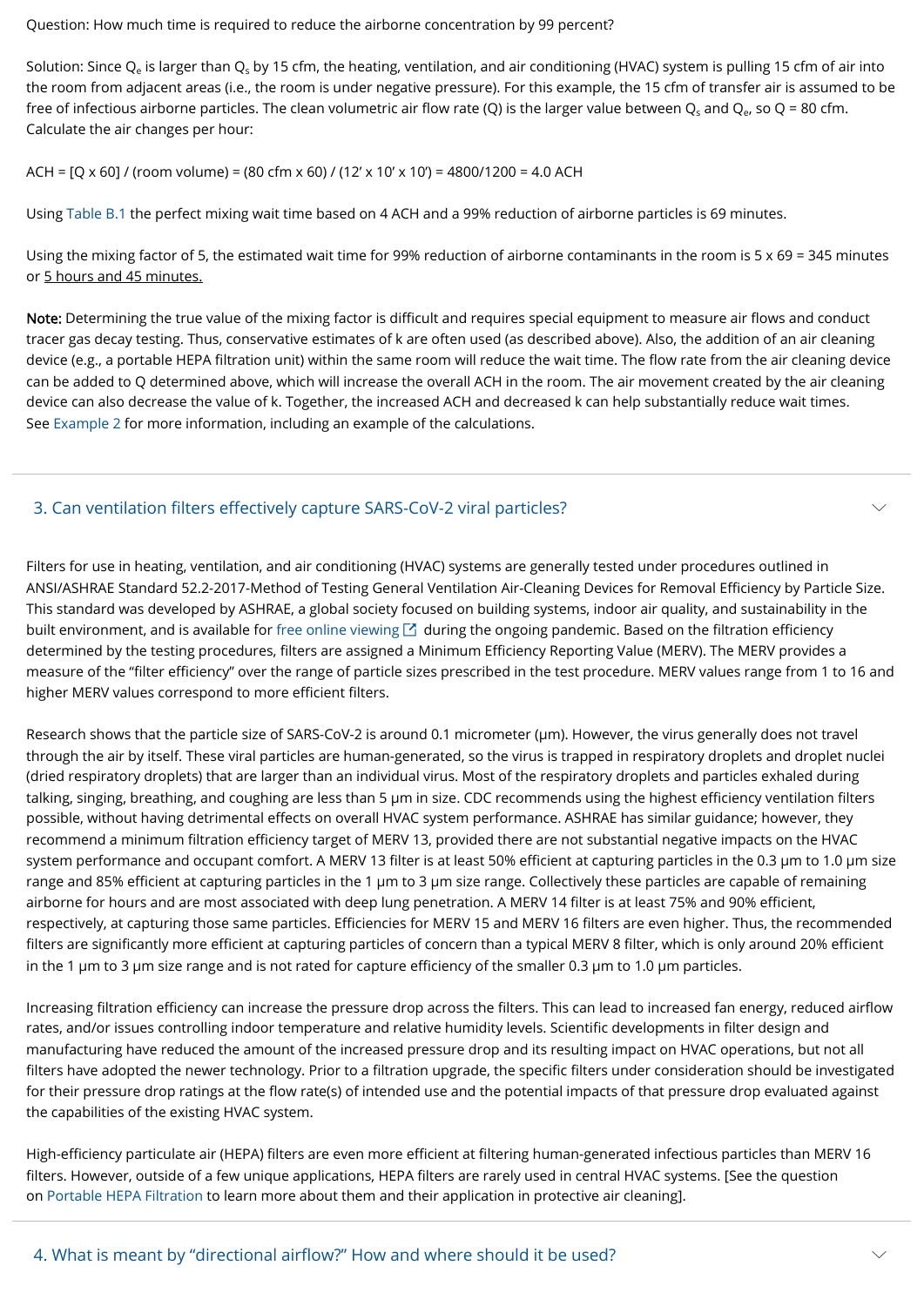Question: How much time is required to reduce the airborne concentration by 99 percent?

Solution: Since $Q_e$ is larger than $Q_s$ by 15 cfm, the heating, ventilation, and air conditioning (HVAC) system is pulling 15 cfm of air into the room from adjacent areas (i.e., the room is under negative pressure). For this example, the 15 cfm of transfer air is assumed to be free of infectious airborne particles. The clean volumetric air flow rate (Q) is the larger value between $Q_s$ and $Q_e$, so Q = 80 cfm. Calculate the air changes per hour:

ACH = [Q x 60] / (room volume) = (80 cfm x 60) / (12' x 10' x 10') = 4800/1200 = 4.0 ACH

Using Table B.1 the perfect mixing wait time based on 4 ACH and a 99% reduction of airborne particles is 69 minutes.

Using the mixing factor of 5, the estimated wait time for 99% reduction of airborne contaminants in the room is 5 x 69 = 345 minutes or 5 hours and 45 minutes.

**Note:** Determining the true value of the mixing factor is difficult and requires special equipment to measure air flows and conduct tracer gas decay testing. Thus, conservative estimates of k are often used (as described above). Also, the addition of an air cleaning device (e.g., a portable HEPA filtration unit) within the same room will reduce the wait time. The flow rate from the air cleaning device can be added to Q determined above, which will increase the overall ACH in the room. The air movement created by the air cleaning device can also decrease the value of k. Together, the increased ACH and decreased k can help substantially reduce wait times. See Example 2 for more information, including an example of the calculations.

## 3. Can ventilation filters effectively capture SARS-CoV-2 viral particles?

Filters for use in heating, ventilation, and air conditioning (HVAC) systems are generally tested under procedures outlined in ANSI/ASHRAE Standard 52.2-2017-Method of Testing General Ventilation Air-Cleaning Devices for Removal Efficiency by Particle Size. This standard was developed by ASHRAE, a global society focused on building systems, indoor air quality, and sustainability in the built environment, and is available for free online viewing during the ongoing pandemic. Based on the filtration efficiency determined by the testing procedures, filters are assigned a Minimum Efficiency Reporting Value (MERV). The MERV provides a measure of the "filter efficiency" over the range of particle sizes prescribed in the test procedure. MERV values range from 1 to 16 and higher MERV values correspond to more efficient filters.

Research shows that the particle size of SARS-CoV-2 is around 0.1 micrometer (μm). However, the virus generally does not travel through the air by itself. These viral particles are human-generated, so the virus is trapped in respiratory droplets and droplet nuclei (dried respiratory droplets) that are larger than an individual virus. Most of the respiratory droplets and particles exhaled during talking, singing, breathing, and coughing are less than 5 μm in size. CDC recommends using the highest efficiency ventilation filters possible, without having detrimental effects on overall HVAC system performance. ASHRAE has similar guidance; however, they recommend a minimum filtration efficiency target of MERV 13, provided there are not substantial negative impacts on the HVAC system performance and occupant comfort. A MERV 13 filter is at least 50% efficient at capturing particles in the 0.3 μm to 1.0 μm size range and 85% efficient at capturing particles in the 1 μm to 3 μm size range. Collectively these particles are capable of remaining airborne for hours and are most associated with deep lung penetration. A MERV 14 filter is at least 75% and 90% efficient, respectively, at capturing those same particles. Efficiencies for MERV 15 and MERV 16 filters are even higher. Thus, the recommended filters are significantly more efficient at capturing particles of concern than a typical MERV 8 filter, which is only around 20% efficient in the 1 μm to 3 μm size range and is not rated for capture efficiency of the smaller 0.3 μm to 1.0 μm particles.

Increasing filtration efficiency can increase the pressure drop across the filters. This can lead to increased fan energy, reduced airflow rates, and/or issues controlling indoor temperature and relative humidity levels. Scientific developments in filter design and manufacturing have reduced the amount of the increased pressure drop and its resulting impact on HVAC operations, but not all filters have adopted the newer technology. Prior to a filtration upgrade, the specific filters under consideration should be investigated for their pressure drop ratings at the flow rate(s) of intended use and the potential impacts of that pressure drop evaluated against the capabilities of the existing HVAC system.

High-efficiency particulate air (HEPA) filters are even more efficient at filtering human-generated infectious particles than MERV 16 filters. However, outside of a few unique applications, HEPA filters are rarely used in central HVAC systems. [See the question on Portable HEPA Filtration to learn more about them and their application in protective air cleaning].

## 4. What is meant by "directional airflow?" How and where should it be used?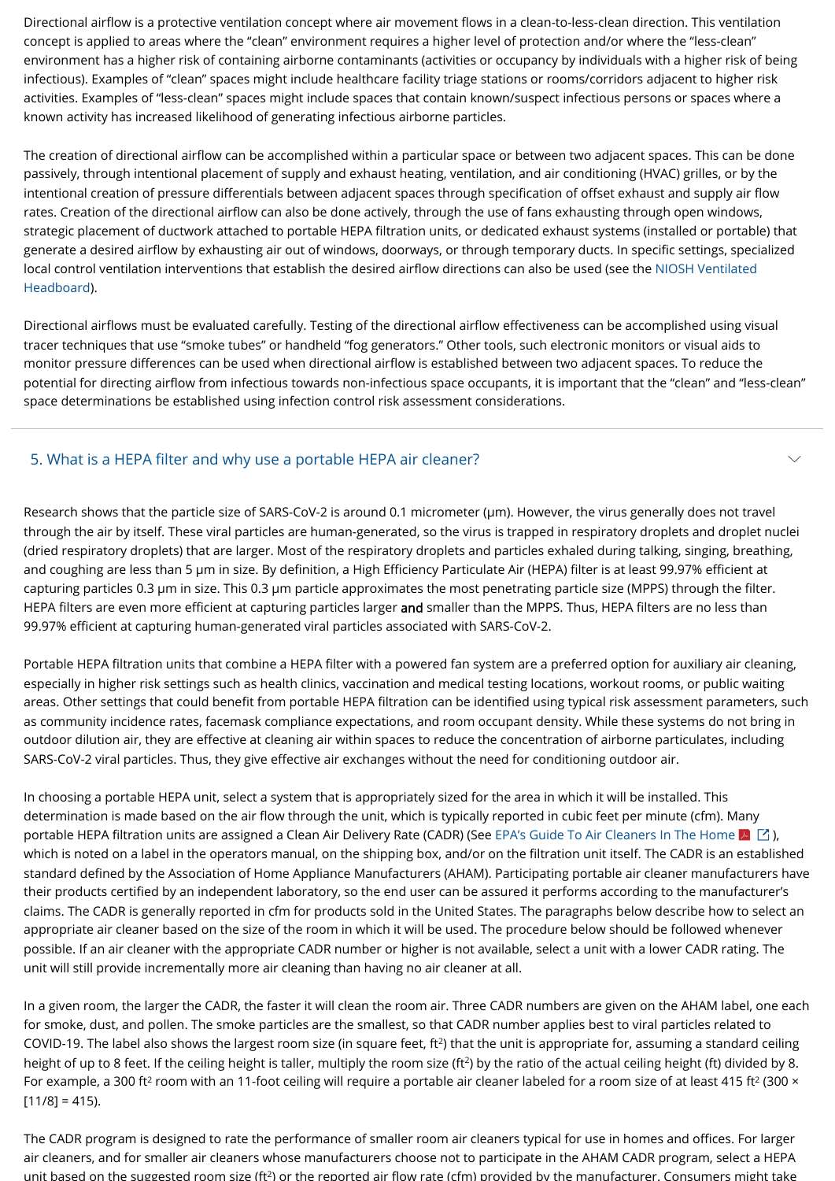Directional airflow is a protective ventilation concept where air movement flows in a clean-to-less-clean direction. This ventilation concept is applied to areas where the "clean" environment requires a higher level of protection and/or where the "less-clean" environment has a higher risk of containing airborne contaminants (activities or occupancy by individuals with a higher risk of being infectious). Examples of "clean" spaces might include healthcare facility triage stations or rooms/corridors adjacent to higher risk activities. Examples of "less-clean" spaces might include spaces that contain known/suspect infectious persons or spaces where a known activity has increased likelihood of generating infectious airborne particles.

The creation of directional airflow can be accomplished within a particular space or between two adjacent spaces. This can be done passively, through intentional placement of supply and exhaust heating, ventilation, and air conditioning (HVAC) grilles, or by the intentional creation of pressure differentials between adjacent spaces through specification of offset exhaust and supply air flow rates. Creation of the directional airflow can also be done actively, through the use of fans exhausting through open windows, strategic placement of ductwork attached to portable HEPA filtration units, or dedicated exhaust systems (installed or portable) that generate a desired airflow by exhausting air out of windows, doorways, or through temporary ducts. In specific settings, specialized local control ventilation interventions that establish the desired airflow directions can also be used (see the NIOSH Ventilated Headboard).

Directional airflows must be evaluated carefully. Testing of the directional airflow effectiveness can be accomplished using visual tracer techniques that use "smoke tubes" or handheld "fog generators." Other tools, such electronic monitors or visual aids to monitor pressure differences can be used when directional airflow is established between two adjacent spaces. To reduce the potential for directing airflow from infectious towards non-infectious space occupants, it is important that the "clean" and "less-clean" space determinations be established using infection control risk assessment considerations.

## 5. What is a HEPA filter and why use a portable HEPA air cleaner?

Research shows that the particle size of SARS-CoV-2 is around 0.1 micrometer (µm). However, the virus generally does not travel through the air by itself. These viral particles are human-generated, so the virus is trapped in respiratory droplets and droplet nuclei (dried respiratory droplets) that are larger. Most of the respiratory droplets and particles exhaled during talking, singing, breathing, and coughing are less than 5 µm in size. By definition, a High Efficiency Particulate Air (HEPA) filter is at least 99.97% efficient at capturing particles 0.3 µm in size. This 0.3 µm particle approximates the most penetrating particle size (MPPS) through the filter. HEPA filters are even more efficient at capturing particles larger **and** smaller than the MPPS. Thus, HEPA filters are no less than 99.97% efficient at capturing human-generated viral particles associated with SARS-CoV-2.

Portable HEPA filtration units that combine a HEPA filter with a powered fan system are a preferred option for auxiliary air cleaning, especially in higher risk settings such as health clinics, vaccination and medical testing locations, workout rooms, or public waiting areas. Other settings that could benefit from portable HEPA filtration can be identified using typical risk assessment parameters, such as community incidence rates, facemask compliance expectations, and room occupant density. While these systems do not bring in outdoor dilution air, they are effective at cleaning air within spaces to reduce the concentration of airborne particulates, including SARS-CoV-2 viral particles. Thus, they give effective air exchanges without the need for conditioning outdoor air.

In choosing a portable HEPA unit, select a system that is appropriately sized for the area in which it will be installed. This determination is made based on the air flow through the unit, which is typically reported in cubic feet per minute (cfm). Many portable HEPA filtration units are assigned a Clean Air Delivery Rate (CADR) (See EPA's Guide To Air Cleaners In The Home), which is noted on a label in the operators manual, on the shipping box, and/or on the filtration unit itself. The CADR is an established standard defined by the Association of Home Appliance Manufacturers (AHAM). Participating portable air cleaner manufacturers have their products certified by an independent laboratory, so the end user can be assured it performs according to the manufacturer's claims. The CADR is generally reported in cfm for products sold in the United States. The paragraphs below describe how to select an appropriate air cleaner based on the size of the room in which it will be used. The procedure below should be followed whenever possible. If an air cleaner with the appropriate CADR number or higher is not available, select a unit with a lower CADR rating. The unit will still provide incrementally more air cleaning than having no air cleaner at all.

In a given room, the larger the CADR, the faster it will clean the room air. Three CADR numbers are given on the AHAM label, one each for smoke, dust, and pollen. The smoke particles are the smallest, so that CADR number applies best to viral particles related to COVID-19. The label also shows the largest room size (in square feet, $ft^2$) that the unit is appropriate for, assuming a standard ceiling height of up to 8 feet. If the ceiling height is taller, multiply the room size ($ft^2$) by the ratio of the actual ceiling height (ft) divided by 8. For example, a 300 $ft^2$ room with an 11-foot ceiling will require a portable air cleaner labeled for a room size of at least 415 $ft^2$ ($300 \times [11/8] = 415$).

The CADR program is designed to rate the performance of smaller room air cleaners typical for use in homes and offices. For larger air cleaners, and for smaller air cleaners whose manufacturers choose not to participate in the AHAM CADR program, select a HEPA unit based on the suggested room size ($ft^2$) or the reported air flow rate (cfm) provided by the manufacturer. Consumers might take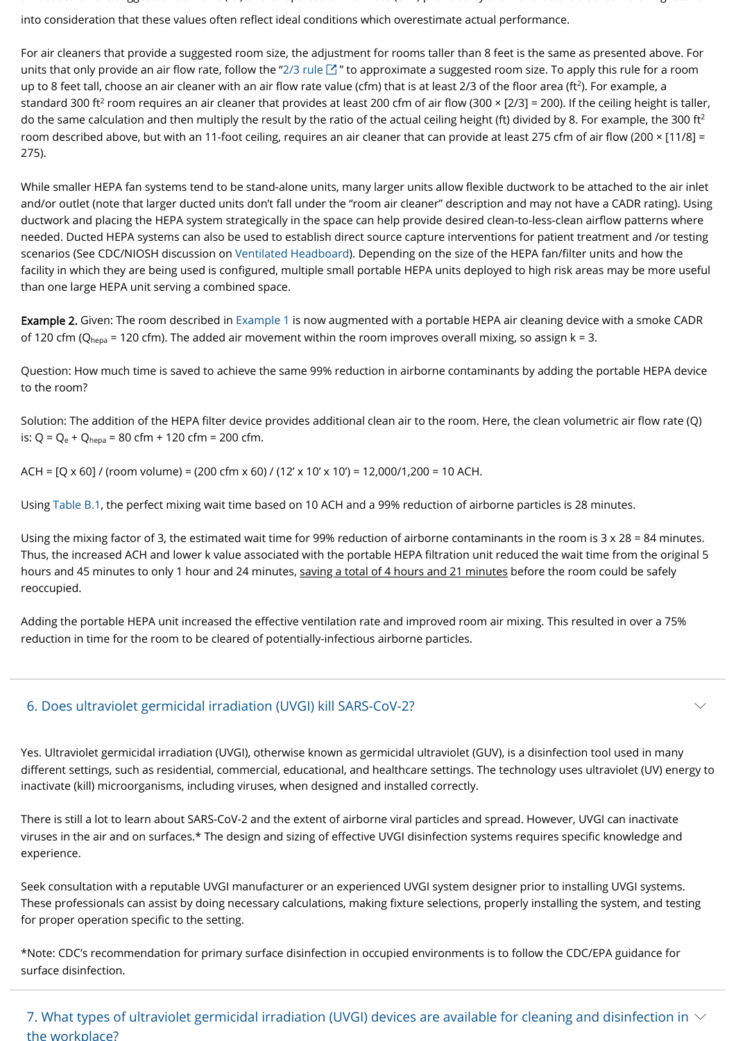into consideration that these values often reflect ideal conditions which overestimate actual performance.

For air cleaners that provide a suggested room size, the adjustment for rooms taller than 8 feet is the same as presented above. For units that only provide an air flow rate, follow the "2/3 rule" to approximate a suggested room size. To apply this rule for a room up to 8 feet tall, choose an air cleaner with an air flow rate value (cfm) that is at least 2/3 of the floor area ($ft^2$). For example, a standard 300 $ft^2$ room requires an air cleaner that provides at least 200 cfm of air flow (300 × [2/3] = 200). If the ceiling height is taller, do the same calculation and then multiply the result by the ratio of the actual ceiling height (ft) divided by 8. For example, the 300 $ft^2$ room described above, but with an 11-foot ceiling, requires an air cleaner that can provide at least 275 cfm of air flow (200 × [11/8] = 275).

While smaller HEPA fan systems tend to be stand-alone units, many larger units allow flexible ductwork to be attached to the air inlet and/or outlet (note that larger ducted units don't fall under the "room air cleaner" description and may not have a CADR rating). Using ductwork and placing the HEPA system strategically in the space can help provide desired clean-to-less-clean airflow patterns where needed. Ducted HEPA systems can also be used to establish direct source capture interventions for patient treatment and /or testing scenarios (See CDC/NIOSH discussion on Ventilated Headboard). Depending on the size of the HEPA fan/filter units and how the facility in which they are being used is configured, multiple small portable HEPA units deployed to high risk areas may be more useful than one large HEPA unit serving a combined space.

**Example 2.** Given: The room described in Example 1 is now augmented with a portable HEPA air cleaning device with a smoke CADR of 120 cfm ($Q_{hepa}$ = 120 cfm). The added air movement within the room improves overall mixing, so assign k = 3.

Question: How much time is saved to achieve the same 99% reduction in airborne contaminants by adding the portable HEPA device to the room?

Solution: The addition of the HEPA filter device provides additional clean air to the room. Here, the clean volumetric air flow rate (Q) is: $Q = Q_e + Q_{hepa}$ = 80 cfm + 120 cfm = 200 cfm.

ACH = [Q x 60] / (room volume) = (200 cfm x 60) / (12' x 10' x 10') = 12,000/1,200 = 10 ACH.

Using Table B.1, the perfect mixing wait time based on 10 ACH and a 99% reduction of airborne particles is 28 minutes.

Using the mixing factor of 3, the estimated wait time for 99% reduction of airborne contaminants in the room is 3 x 28 = 84 minutes. Thus, the increased ACH and lower k value associated with the portable HEPA filtration unit reduced the wait time from the original 5 hours and 45 minutes to only 1 hour and 24 minutes, saving a total of 4 hours and 21 minutes before the room could be safely reoccupied.

Adding the portable HEPA unit increased the effective ventilation rate and improved room air mixing. This resulted in over a 75% reduction in time for the room to be cleared of potentially-infectious airborne particles.

## 6. Does ultraviolet germicidal irradiation (UVGI) kill SARS-CoV-2?

Yes. Ultraviolet germicidal irradiation (UVGI), otherwise known as germicidal ultraviolet (GUV), is a disinfection tool used in many different settings, such as residential, commercial, educational, and healthcare settings. The technology uses ultraviolet (UV) energy to inactivate (kill) microorganisms, including viruses, when designed and installed correctly.

There is still a lot to learn about SARS-CoV-2 and the extent of airborne viral particles and spread. However, UVGI can inactivate viruses in the air and on surfaces.* The design and sizing of effective UVGI disinfection systems requires specific knowledge and experience.

Seek consultation with a reputable UVGI manufacturer or an experienced UVGI system designer prior to installing UVGI systems. These professionals can assist by doing necessary calculations, making fixture selections, properly installing the system, and testing for proper operation specific to the setting.

*Note: CDC's recommendation for primary surface disinfection in occupied environments is to follow the CDC/EPA guidance for surface disinfection.

## 7. What types of ultraviolet germicidal irradiation (UVGI) devices are available for cleaning and disinfection in the workplace?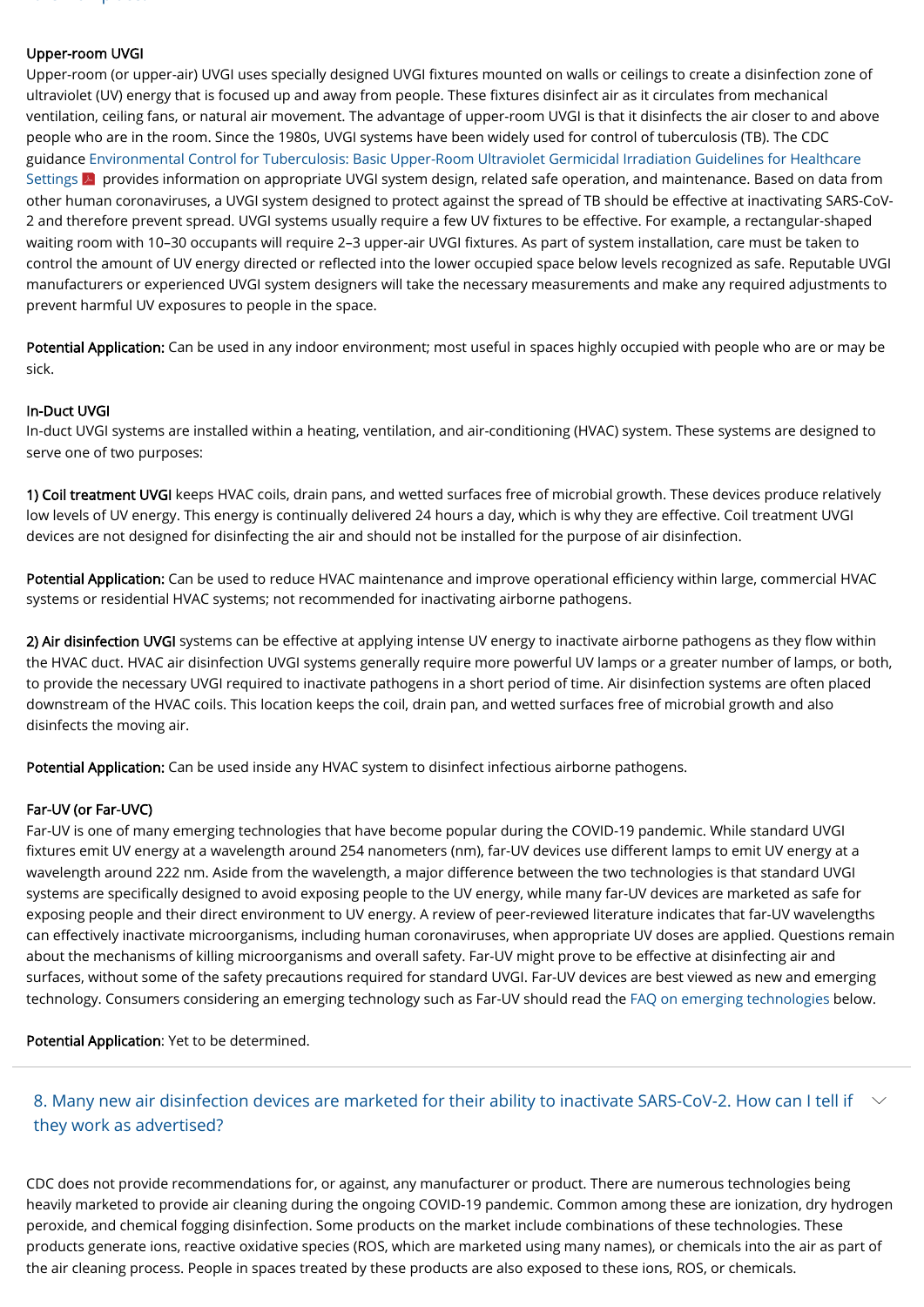### Upper-room UVGI

Upper-room (or upper-air) UVGI uses specially designed UVGI fixtures mounted on walls or ceilings to create a disinfection zone of ultraviolet (UV) energy that is focused up and away from people. These fixtures disinfect air as it circulates from mechanical ventilation, ceiling fans, or natural air movement. The advantage of upper-room UVGI is that it disinfects the air closer to and above people who are in the room. Since the 1980s, UVGI systems have been widely used for control of tuberculosis (TB). The CDC guidance Environmental Control for Tuberculosis: Basic Upper-Room Ultraviolet Germicidal Irradiation Guidelines for Healthcare Settings provides information on appropriate UVGI system design, related safe operation, and maintenance. Based on data from other human coronaviruses, a UVGI system designed to protect against the spread of TB should be effective at inactivating SARS-CoV-2 and therefore prevent spread. UVGI systems usually require a few UV fixtures to be effective. For example, a rectangular-shaped waiting room with 10–30 occupants will require 2–3 upper-air UVGI fixtures. As part of system installation, care must be taken to control the amount of UV energy directed or reflected into the lower occupied space below levels recognized as safe. Reputable UVGI manufacturers or experienced UVGI system designers will take the necessary measurements and make any required adjustments to prevent harmful UV exposures to people in the space.

**Potential Application:** Can be used in any indoor environment; most useful in spaces highly occupied with people who are or may be sick.

### In-Duct UVGI

In-duct UVGI systems are installed within a heating, ventilation, and air-conditioning (HVAC) system. These systems are designed to serve one of two purposes:

**1) Coil treatment UVGI** keeps HVAC coils, drain pans, and wetted surfaces free of microbial growth. These devices produce relatively low levels of UV energy. This energy is continually delivered 24 hours a day, which is why they are effective. Coil treatment UVGI devices are not designed for disinfecting the air and should not be installed for the purpose of air disinfection.

**Potential Application:** Can be used to reduce HVAC maintenance and improve operational efficiency within large, commercial HVAC systems or residential HVAC systems; not recommended for inactivating airborne pathogens.

**2) Air disinfection UVGI** systems can be effective at applying intense UV energy to inactivate airborne pathogens as they flow within the HVAC duct. HVAC air disinfection UVGI systems generally require more powerful UV lamps or a greater number of lamps, or both, to provide the necessary UVGI required to inactivate pathogens in a short period of time. Air disinfection systems are often placed downstream of the HVAC coils. This location keeps the coil, drain pan, and wetted surfaces free of microbial growth and also disinfects the moving air.

**Potential Application:** Can be used inside any HVAC system to disinfect infectious airborne pathogens.

### Far-UV (or Far-UVC)

Far-UV is one of many emerging technologies that have become popular during the COVID-19 pandemic. While standard UVGI fixtures emit UV energy at a wavelength around 254 nanometers (nm), far-UV devices use different lamps to emit UV energy at a wavelength around 222 nm. Aside from the wavelength, a major difference between the two technologies is that standard UVGI systems are specifically designed to avoid exposing people to the UV energy, while many far-UV devices are marketed as safe for exposing people and their direct environment to UV energy. A review of peer-reviewed literature indicates that far-UV wavelengths can effectively inactivate microorganisms, including human coronaviruses, when appropriate UV doses are applied. Questions remain about the mechanisms of killing microorganisms and overall safety. Far-UV might prove to be effective at disinfecting air and surfaces, without some of the safety precautions required for standard UVGI. Far-UV devices are best viewed as new and emerging technology. Consumers considering an emerging technology such as Far-UV should read the FAQ on emerging technologies below.

**Potential Application**: Yet to be determined.

## 8. Many new air disinfection devices are marketed for their ability to inactivate SARS-CoV-2. How can I tell if they work as advertised?

CDC does not provide recommendations for, or against, any manufacturer or product. There are numerous technologies being heavily marketed to provide air cleaning during the ongoing COVID-19 pandemic. Common among these are ionization, dry hydrogen peroxide, and chemical fogging disinfection. Some products on the market include combinations of these technologies. These products generate ions, reactive oxidative species (ROS, which are marketed using many names), or chemicals into the air as part of the air cleaning process. People in spaces treated by these products are also exposed to these ions, ROS, or chemicals.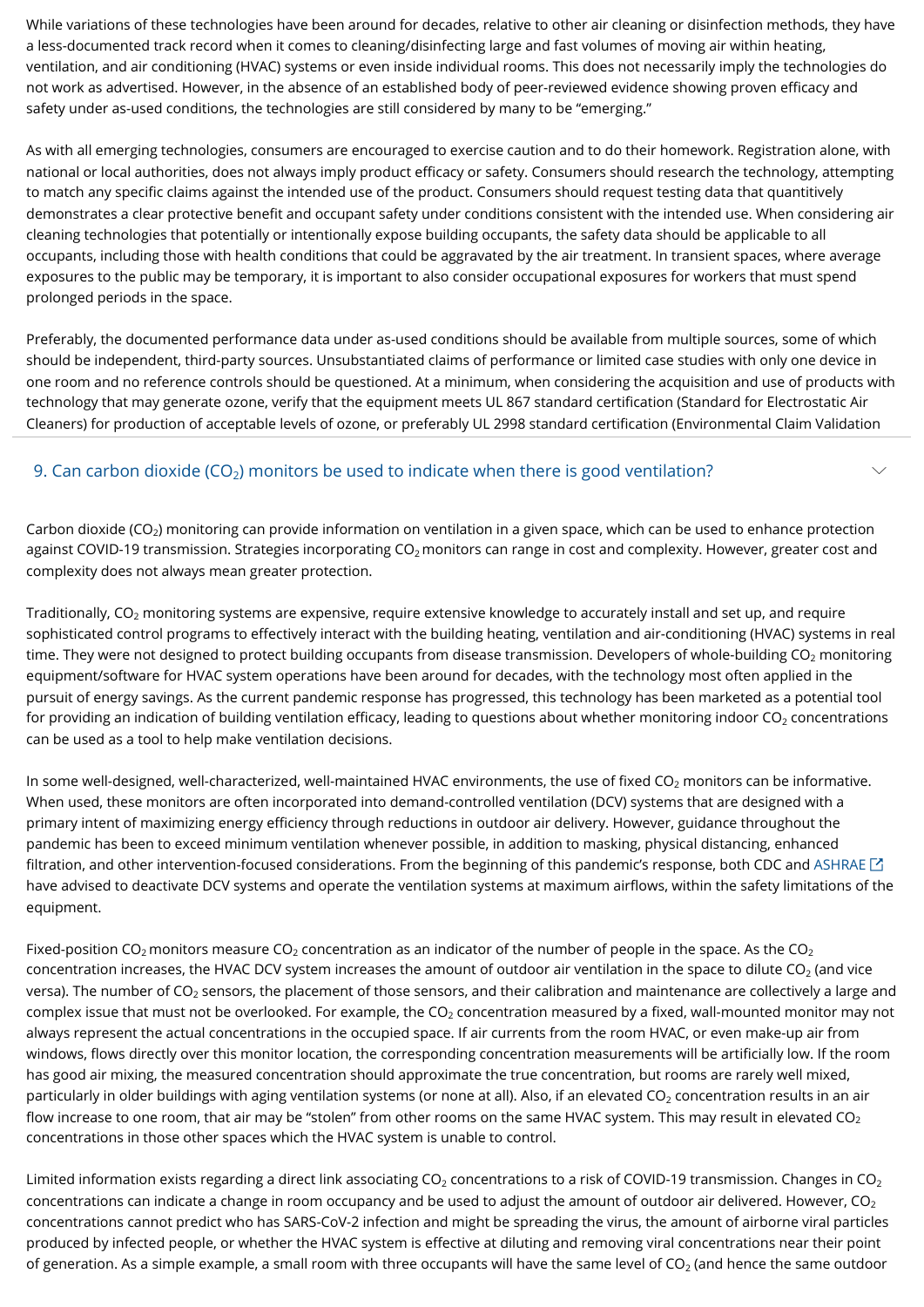While variations of these technologies have been around for decades, relative to other air cleaning or disinfection methods, they have a less-documented track record when it comes to cleaning/disinfecting large and fast volumes of moving air within heating, ventilation, and air conditioning (HVAC) systems or even inside individual rooms. This does not necessarily imply the technologies do not work as advertised. However, in the absence of an established body of peer-reviewed evidence showing proven efficacy and safety under as-used conditions, the technologies are still considered by many to be "emerging."

As with all emerging technologies, consumers are encouraged to exercise caution and to do their homework. Registration alone, with national or local authorities, does not always imply product efficacy or safety. Consumers should research the technology, attempting to match any specific claims against the intended use of the product. Consumers should request testing data that quantitively demonstrates a clear protective benefit and occupant safety under conditions consistent with the intended use. When considering air cleaning technologies that potentially or intentionally expose building occupants, the safety data should be applicable to all occupants, including those with health conditions that could be aggravated by the air treatment. In transient spaces, where average exposures to the public may be temporary, it is important to also consider occupational exposures for workers that must spend prolonged periods in the space.

Preferably, the documented performance data under as-used conditions should be available from multiple sources, some of which should be independent, third-party sources. Unsubstantiated claims of performance or limited case studies with only one device in one room and no reference controls should be questioned. At a minimum, when considering the acquisition and use of products with technology that may generate ozone, verify that the equipment meets UL 867 standard certification (Standard for Electrostatic Air Cleaners) for production of acceptable levels of ozone, or preferably UL 2998 standard certification (Environmental Claim Validation

## 9. Can carbon dioxide ($CO_2$) monitors be used to indicate when there is good ventilation?

Carbon dioxide ($CO_2$) monitoring can provide information on ventilation in a given space, which can be used to enhance protection against COVID-19 transmission. Strategies incorporating $CO_2$ monitors can range in cost and complexity. However, greater cost and complexity does not always mean greater protection.

Traditionally, $CO_2$ monitoring systems are expensive, require extensive knowledge to accurately install and set up, and require sophisticated control programs to effectively interact with the building heating, ventilation and air-conditioning (HVAC) systems in real time. They were not designed to protect building occupants from disease transmission. Developers of whole-building $CO_2$ monitoring equipment/software for HVAC system operations have been around for decades, with the technology most often applied in the pursuit of energy savings. As the current pandemic response has progressed, this technology has been marketed as a potential tool for providing an indication of building ventilation efficacy, leading to questions about whether monitoring indoor $CO_2$ concentrations can be used as a tool to help make ventilation decisions.

In some well-designed, well-characterized, well-maintained HVAC environments, the use of fixed $CO_2$ monitors can be informative. When used, these monitors are often incorporated into demand-controlled ventilation (DCV) systems that are designed with a primary intent of maximizing energy efficiency through reductions in outdoor air delivery. However, guidance throughout the pandemic has been to exceed minimum ventilation whenever possible, in addition to masking, physical distancing, enhanced filtration, and other intervention-focused considerations. From the beginning of this pandemic's response, both CDC and ASHRAE have advised to deactivate DCV systems and operate the ventilation systems at maximum airflows, within the safety limitations of the equipment.

Fixed-position $CO_2$ monitors measure $CO_2$ concentration as an indicator of the number of people in the space. As the $CO_2$ concentration increases, the HVAC DCV system increases the amount of outdoor air ventilation in the space to dilute $CO_2$ (and vice versa). The number of $CO_2$ sensors, the placement of those sensors, and their calibration and maintenance are collectively a large and complex issue that must not be overlooked. For example, the $CO_2$ concentration measured by a fixed, wall-mounted monitor may not always represent the actual concentrations in the occupied space. If air currents from the room HVAC, or even make-up air from windows, flows directly over this monitor location, the corresponding concentration measurements will be artificially low. If the room has good air mixing, the measured concentration should approximate the true concentration, but rooms are rarely well mixed, particularly in older buildings with aging ventilation systems (or none at all). Also, if an elevated $CO_2$ concentration results in an air flow increase to one room, that air may be "stolen" from other rooms on the same HVAC system. This may result in elevated $CO_2$ concentrations in those other spaces which the HVAC system is unable to control.

Limited information exists regarding a direct link associating $CO_2$ concentrations to a risk of COVID-19 transmission. Changes in $CO_2$ concentrations can indicate a change in room occupancy and be used to adjust the amount of outdoor air delivered. However, $CO_2$ concentrations cannot predict who has SARS-CoV-2 infection and might be spreading the virus, the amount of airborne viral particles produced by infected people, or whether the HVAC system is effective at diluting and removing viral concentrations near their point of generation. As a simple example, a small room with three occupants will have the same level of $CO_2$ (and hence the same outdoor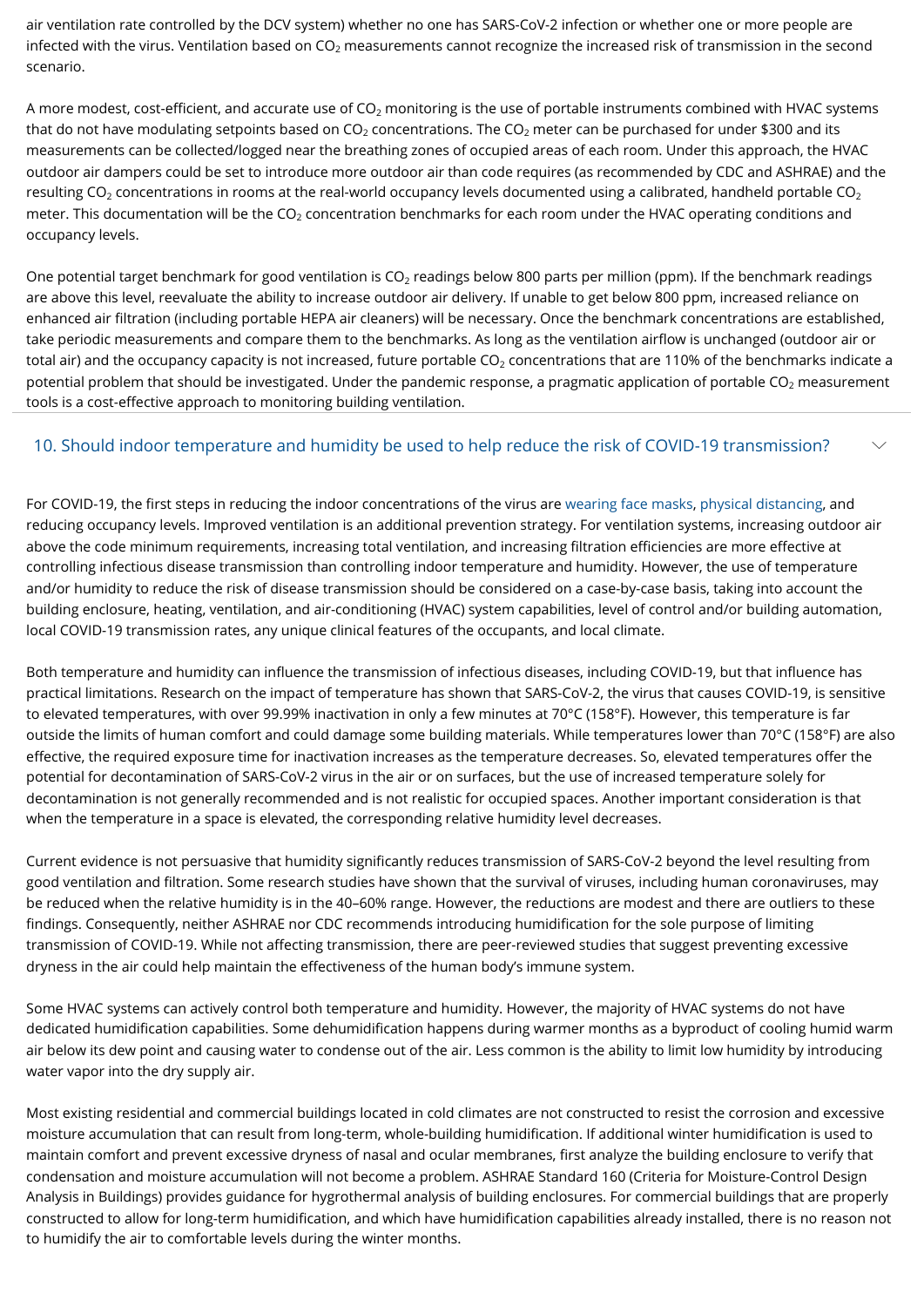air ventilation rate controlled by the DCV system) whether no one has SARS-CoV-2 infection or whether one or more people are infected with the virus. Ventilation based on $CO_2$ measurements cannot recognize the increased risk of transmission in the second scenario.

A more modest, cost-efficient, and accurate use of $CO_2$ monitoring is the use of portable instruments combined with HVAC systems that do not have modulating setpoints based on $CO_2$ concentrations. The $CO_2$ meter can be purchased for under $300 and its measurements can be collected/logged near the breathing zones of occupied areas of each room. Under this approach, the HVAC outdoor air dampers could be set to introduce more outdoor air than code requires (as recommended by CDC and ASHRAE) and the resulting $CO_2$ concentrations in rooms at the real-world occupancy levels documented using a calibrated, handheld portable $CO_2$ meter. This documentation will be the $CO_2$ concentration benchmarks for each room under the HVAC operating conditions and occupancy levels.

One potential target benchmark for good ventilation is $CO_2$ readings below 800 parts per million (ppm). If the benchmark readings are above this level, reevaluate the ability to increase outdoor air delivery. If unable to get below 800 ppm, increased reliance on enhanced air filtration (including portable HEPA air cleaners) will be necessary. Once the benchmark concentrations are established, take periodic measurements and compare them to the benchmarks. As long as the ventilation airflow is unchanged (outdoor air or total air) and the occupancy capacity is not increased, future portable $CO_2$ concentrations that are 110% of the benchmarks indicate a potential problem that should be investigated. Under the pandemic response, a pragmatic application of portable $CO_2$ measurement tools is a cost-effective approach to monitoring building ventilation.

## 10. Should indoor temperature and humidity be used to help reduce the risk of COVID-19 transmission?

For COVID-19, the first steps in reducing the indoor concentrations of the virus are wearing face masks, physical distancing, and reducing occupancy levels. Improved ventilation is an additional prevention strategy. For ventilation systems, increasing outdoor air above the code minimum requirements, increasing total ventilation, and increasing filtration efficiencies are more effective at controlling infectious disease transmission than controlling indoor temperature and humidity. However, the use of temperature and/or humidity to reduce the risk of disease transmission should be considered on a case-by-case basis, taking into account the building enclosure, heating, ventilation, and air-conditioning (HVAC) system capabilities, level of control and/or building automation, local COVID-19 transmission rates, any unique clinical features of the occupants, and local climate.

Both temperature and humidity can influence the transmission of infectious diseases, including COVID-19, but that influence has practical limitations. Research on the impact of temperature has shown that SARS-CoV-2, the virus that causes COVID-19, is sensitive to elevated temperatures, with over 99.99% inactivation in only a few minutes at 70°C (158°F). However, this temperature is far outside the limits of human comfort and could damage some building materials. While temperatures lower than 70°C (158°F) are also effective, the required exposure time for inactivation increases as the temperature decreases. So, elevated temperatures offer the potential for decontamination of SARS-CoV-2 virus in the air or on surfaces, but the use of increased temperature solely for decontamination is not generally recommended and is not realistic for occupied spaces. Another important consideration is that when the temperature in a space is elevated, the corresponding relative humidity level decreases.

Current evidence is not persuasive that humidity significantly reduces transmission of SARS-CoV-2 beyond the level resulting from good ventilation and filtration. Some research studies have shown that the survival of viruses, including human coronaviruses, may be reduced when the relative humidity is in the 40–60% range. However, the reductions are modest and there are outliers to these findings. Consequently, neither ASHRAE nor CDC recommends introducing humidification for the sole purpose of limiting transmission of COVID-19. While not affecting transmission, there are peer-reviewed studies that suggest preventing excessive dryness in the air could help maintain the effectiveness of the human body's immune system.

Some HVAC systems can actively control both temperature and humidity. However, the majority of HVAC systems do not have dedicated humidification capabilities. Some dehumidification happens during warmer months as a byproduct of cooling humid warm air below its dew point and causing water to condense out of the air. Less common is the ability to limit low humidity by introducing water vapor into the dry supply air.

Most existing residential and commercial buildings located in cold climates are not constructed to resist the corrosion and excessive moisture accumulation that can result from long-term, whole-building humidification. If additional winter humidification is used to maintain comfort and prevent excessive dryness of nasal and ocular membranes, first analyze the building enclosure to verify that condensation and moisture accumulation will not become a problem. ASHRAE Standard 160 (Criteria for Moisture-Control Design Analysis in Buildings) provides guidance for hygrothermal analysis of building enclosures. For commercial buildings that are properly constructed to allow for long-term humidification, and which have humidification capabilities already installed, there is no reason not to humidify the air to comfortable levels during the winter months.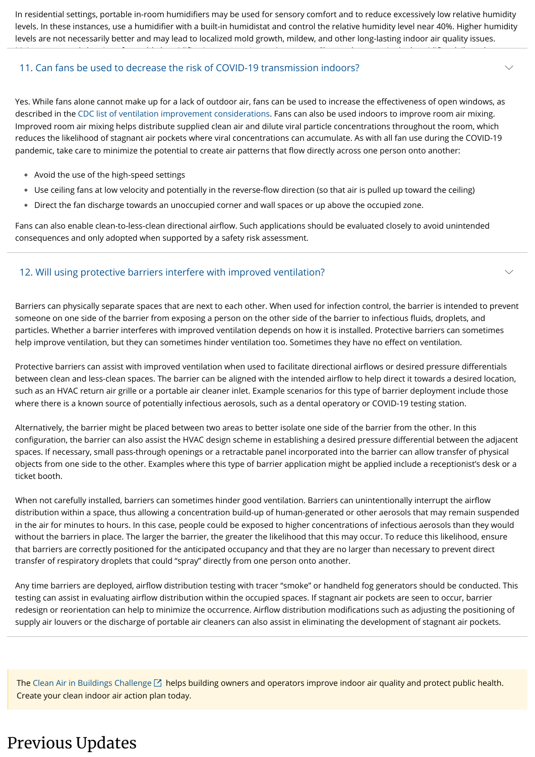In residential settings, portable in-room humidifiers may be used for sensory comfort and to reduce excessively low relative humidity levels. In these instances, use a humidifier with a built-in humidistat and control the relative humidity level near 40%. Higher humidity levels are not necessarily better and may lead to localized mold growth, mildew, and other long-lasting indoor air quality issues.

### 11. Can fans be used to decrease the risk of COVID-19 transmission indoors?

Yes. While fans alone cannot make up for a lack of outdoor air, fans can be used to increase the effectiveness of open windows, as described in the CDC list of ventilation improvement considerations. Fans can also be used indoors to improve room air mixing. Improved room air mixing helps distribute supplied clean air and dilute viral particle concentrations throughout the room, which reduces the likelihood of stagnant air pockets where viral concentrations can accumulate. As with all fan use during the COVID-19 pandemic, take care to minimize the potential to create air patterns that flow directly across one person onto another:

- Avoid the use of the high-speed settings
- Use ceiling fans at low velocity and potentially in the reverse-flow direction (so that air is pulled up toward the ceiling)
- Direct the fan discharge towards an unoccupied corner and wall spaces or up above the occupied zone.

Fans can also enable clean-to-less-clean directional airflow. Such applications should be evaluated closely to avoid unintended consequences and only adopted when supported by a safety risk assessment.

### 12. Will using protective barriers interfere with improved ventilation?

Barriers can physically separate spaces that are next to each other. When used for infection control, the barrier is intended to prevent someone on one side of the barrier from exposing a person on the other side of the barrier to infectious fluids, droplets, and particles. Whether a barrier interferes with improved ventilation depends on how it is installed. Protective barriers can sometimes help improve ventilation, but they can sometimes hinder ventilation too. Sometimes they have no effect on ventilation.

Protective barriers can assist with improved ventilation when used to facilitate directional airflows or desired pressure differentials between clean and less-clean spaces. The barrier can be aligned with the intended airflow to help direct it towards a desired location, such as an HVAC return air grille or a portable air cleaner inlet. Example scenarios for this type of barrier deployment include those where there is a known source of potentially infectious aerosols, such as a dental operatory or COVID-19 testing station.

Alternatively, the barrier might be placed between two areas to better isolate one side of the barrier from the other. In this configuration, the barrier can also assist the HVAC design scheme in establishing a desired pressure differential between the adjacent spaces. If necessary, small pass-through openings or a retractable panel incorporated into the barrier can allow transfer of physical objects from one side to the other. Examples where this type of barrier application might be applied include a receptionist's desk or a ticket booth.

When not carefully installed, barriers can sometimes hinder good ventilation. Barriers can unintentionally interrupt the airflow distribution within a space, thus allowing a concentration build-up of human-generated or other aerosols that may remain suspended in the air for minutes to hours. In this case, people could be exposed to higher concentrations of infectious aerosols than they would without the barriers in place. The larger the barrier, the greater the likelihood that this may occur. To reduce this likelihood, ensure that barriers are correctly positioned for the anticipated occupancy and that they are no larger than necessary to prevent direct transfer of respiratory droplets that could "spray" directly from one person onto another.

Any time barriers are deployed, airflow distribution testing with tracer "smoke" or handheld fog generators should be conducted. This testing can assist in evaluating airflow distribution within the occupied spaces. If stagnant air pockets are seen to occur, barrier redesign or reorientation can help to minimize the occurrence. Airflow distribution modifications such as adjusting the positioning of supply air louvers or the discharge of portable air cleaners can also assist in eliminating the development of stagnant air pockets.

The Clean Air in Buildings Challenge helps building owners and operators improve indoor air quality and protect public health. Create your clean indoor air action plan today.

# Previous Updates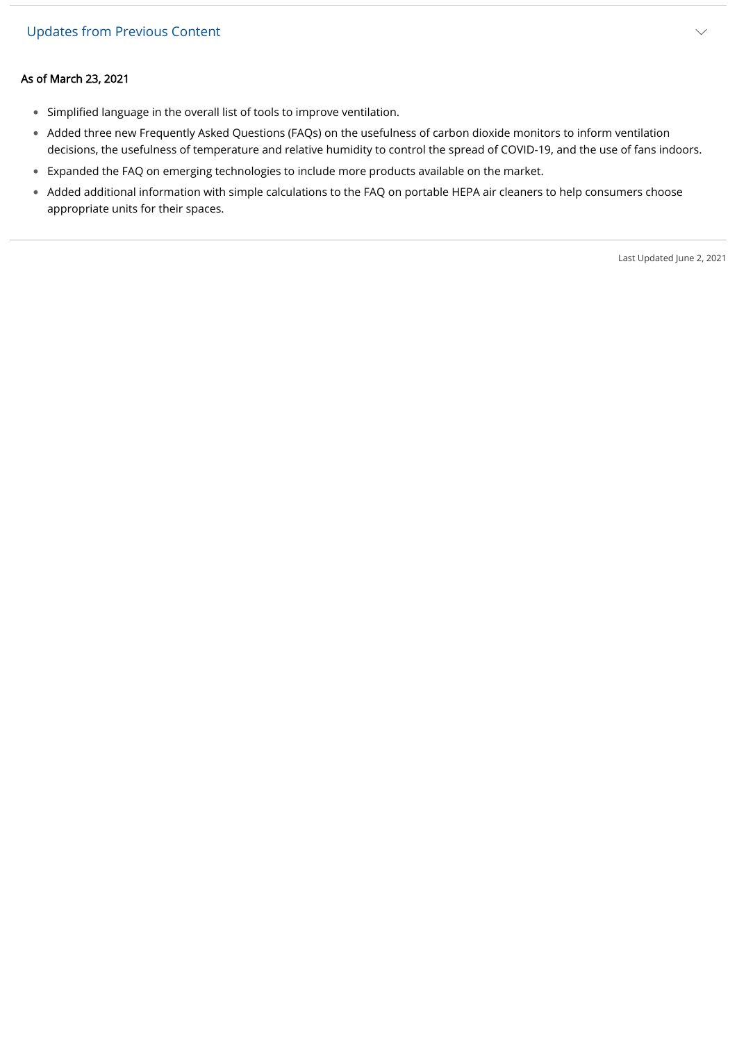## Updates from Previous Content

**As of March 23, 2021**

- Simplified language in the overall list of tools to improve ventilation.
- Added three new Frequently Asked Questions (FAQs) on the usefulness of carbon dioxide monitors to inform ventilation decisions, the usefulness of temperature and relative humidity to control the spread of COVID-19, and the use of fans indoors.
- Expanded the FAQ on emerging technologies to include more products available on the market.
- Added additional information with simple calculations to the FAQ on portable HEPA air cleaners to help consumers choose appropriate units for their spaces.

Last Updated June 2, 2021